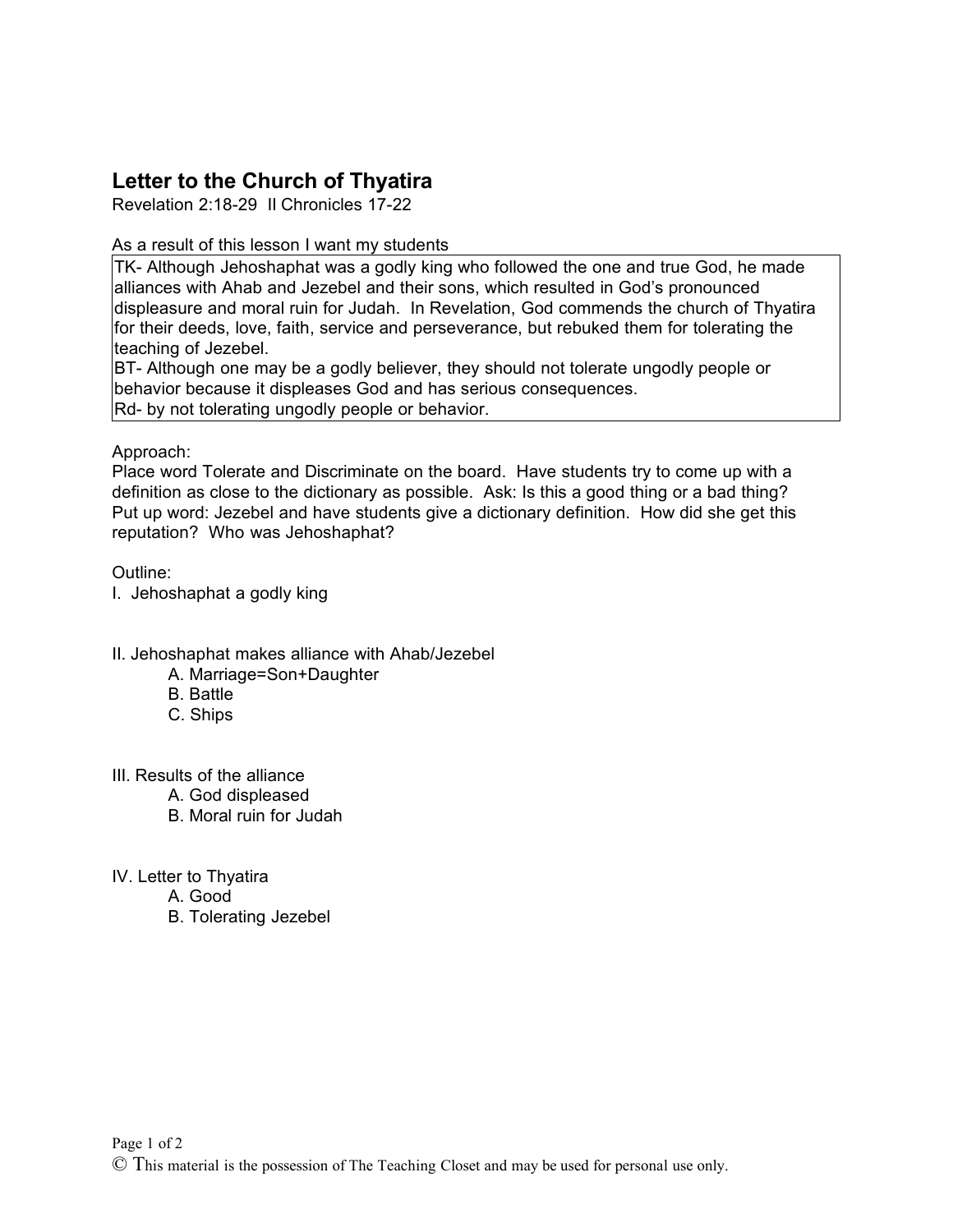## Letter to the Church of Thyatira

Revelation 2:18-29  II Chronicles 17-22

As a result of this lesson I want my students

TK- Although Jehoshaphat was a godly king who followed the one and true God, he made alliances with Ahab and Jezebel and their sons, which resulted in God's pronounced displeasure and moral ruin for Judah.  In Revelation, God commends the church of Thyatira for their deeds, love, faith, service and perseverance, but rebuked them for tolerating the teaching of Jezebel.
BT- Although one may be a godly believer, they should not tolerate ungodly people or behavior because it displeases God and has serious consequences.
Rd- by not tolerating ungodly people or behavior.

Approach:
Place word Tolerate and Discriminate on the board.  Have students try to come up with a definition as close to the dictionary as possible.  Ask: Is this a good thing or a bad thing? Put up word: Jezebel and have students give a dictionary definition.  How did she get this reputation?  Who was Jehoshaphat?

Outline:

I.  Jehoshaphat a godly king

II. Jehoshaphat makes alliance with Ahab/Jezebel
- A. Marriage=Son+Daughter
- B. Battle
- C. Ships

III. Results of the alliance
- A. God displeased
- B. Moral ruin for Judah

IV. Letter to Thyatira
- A. Good
- B. Tolerating Jezebel

© This material is the possession of The Teaching Closet and may be used for personal use only.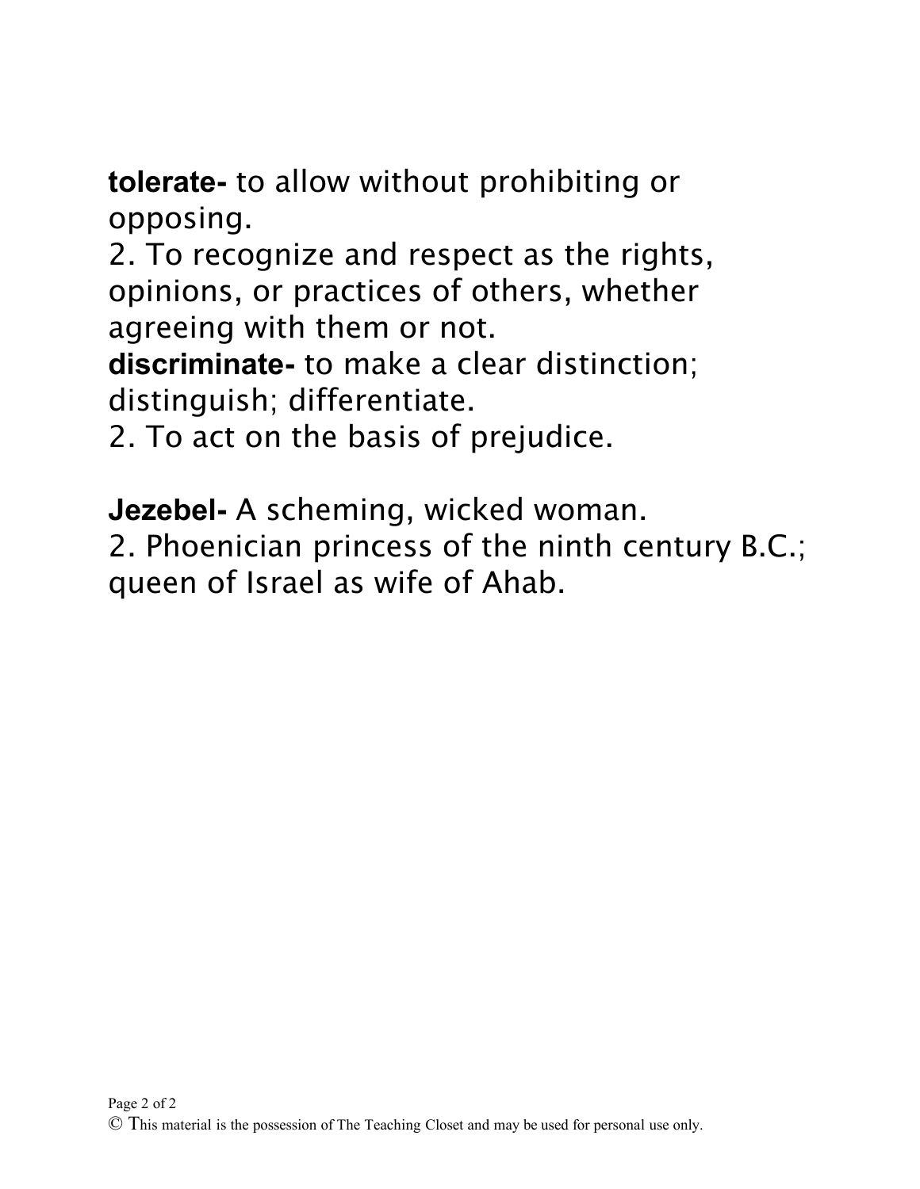**tolerate-** to allow without prohibiting or opposing.
2. To recognize and respect as the rights, opinions, or practices of others, whether agreeing with them or not.
**discriminate-** to make a clear distinction; distinguish; differentiate.
2. To act on the basis of prejudice.

**Jezebel-** A scheming, wicked woman.
2. Phoenician princess of the ninth century B.C.; queen of Israel as wife of Ahab.

© This material is the possession of The Teaching Closet and may be used for personal use only.